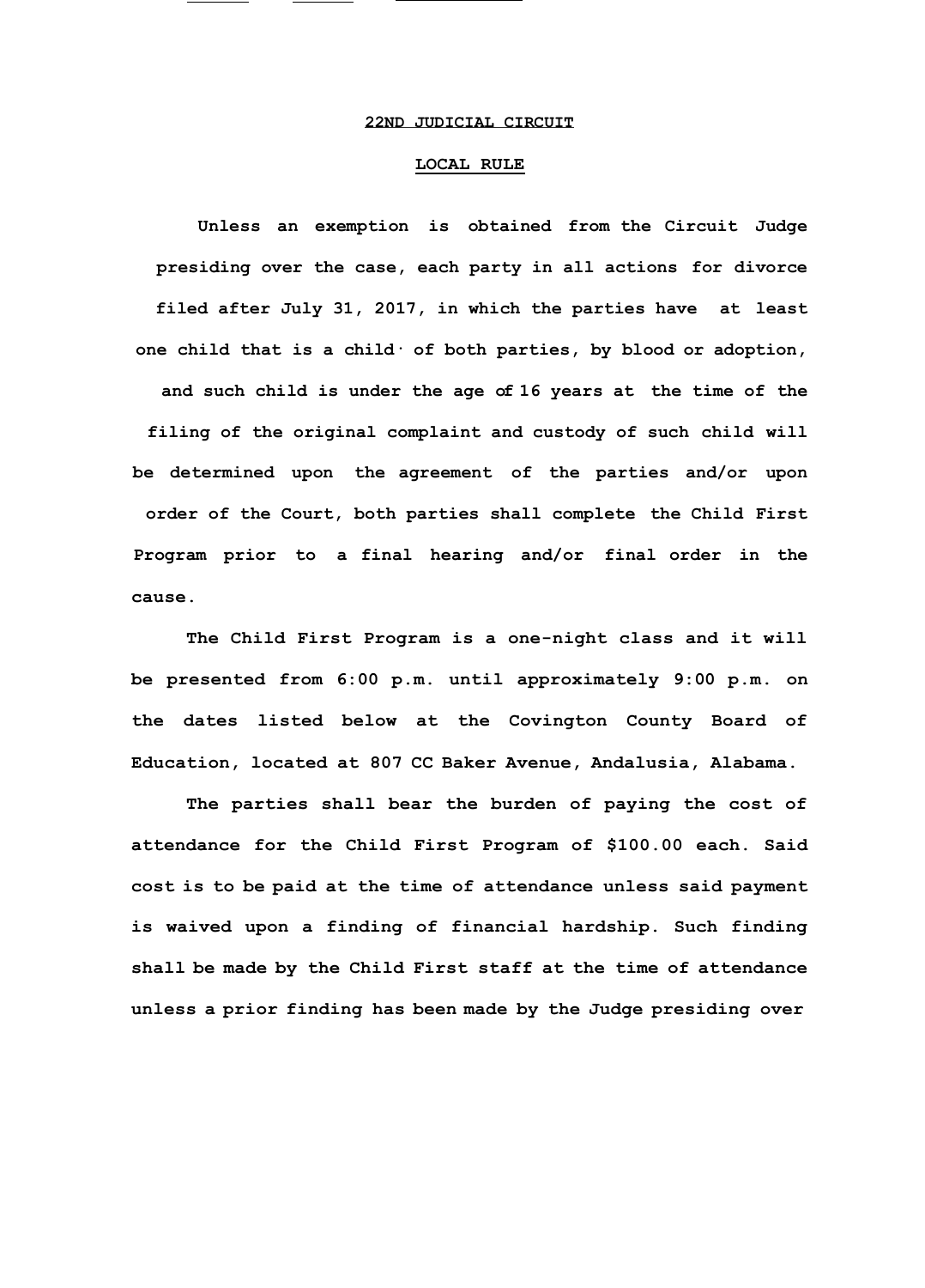# 22ND JUDICIAL CIRCUIT

## LOCAL RULE

**Unless an exemption is obtained from the Circuit Judge presiding over the case, each party in all actions for divorce filed after July 31, 2017, in which the parties have at least one child that is a child· of both parties, by blood or adoption, and such child is under the age of 16 years at the time of the filing of the original complaint and custody of such child will be determined upon the agreement of the parties and/or upon order of the Court, both parties shall complete the Child First Program prior to a final hearing and/or final order in the cause.**

**The Child First Program is a one-night class and it will be presented from 6:00 p.m. until approximately 9:00 p.m. on the dates listed below at the Covington County Board of Education, located at 807 CC Baker Avenue, Andalusia, Alabama.**

**The parties shall bear the burden of paying the cost of attendance for the Child First Program of $100.00 each. Said cost is to be paid at the time of attendance unless said payment is waived upon a finding of financial hardship. Such finding shall be made by the Child First staff at the time of attendance unless a prior finding has been made by the Judge presiding over**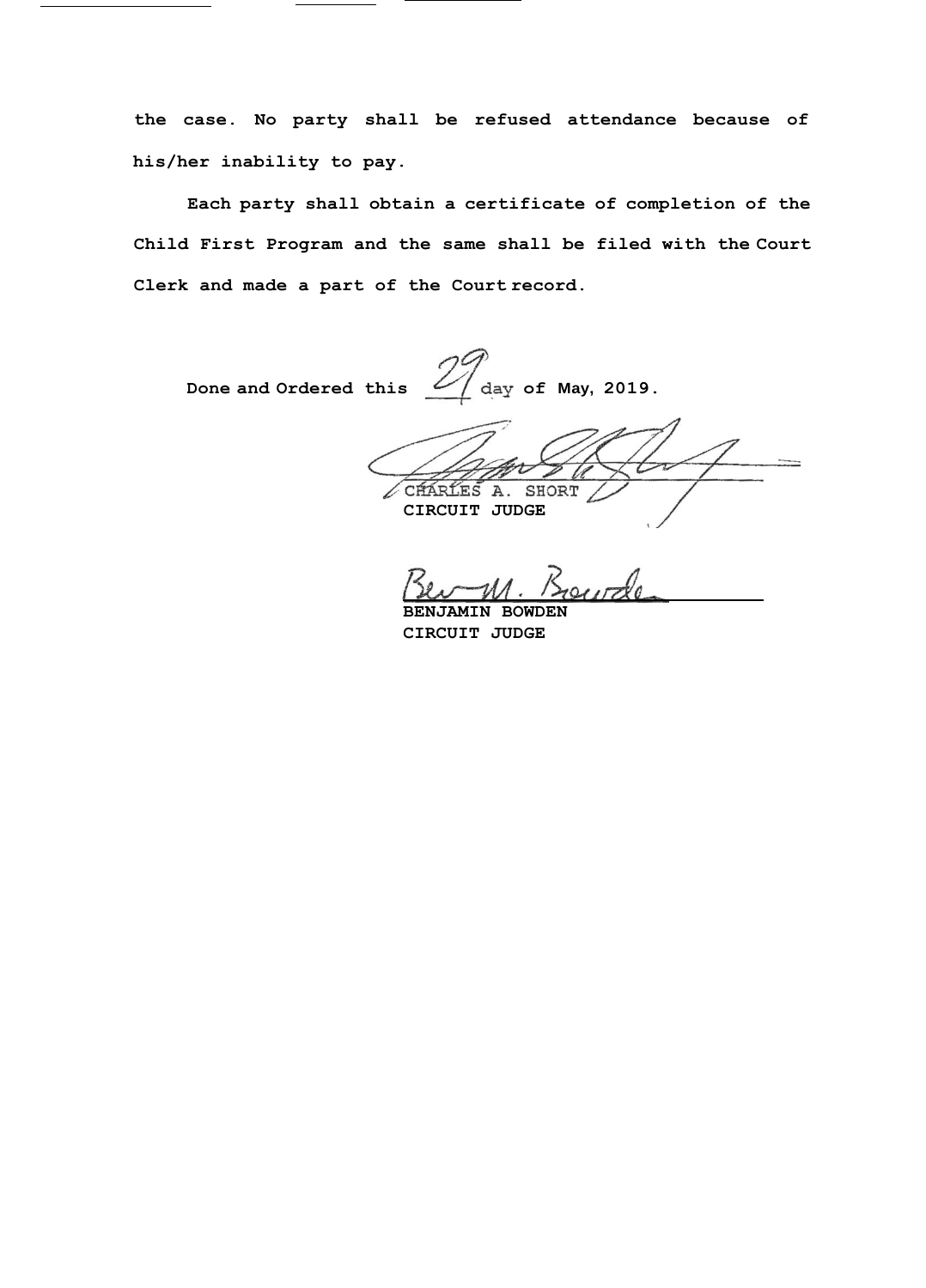**the case. No party shall be refused attendance because of his/her inability to pay.**

**Each party shall obtain a certificate of completion of the Child First Program and the same shall be filed with the Court Clerk and made a part of the Court record.**

**Done and Ordered this** 29 day **of May, 2019.**

CHARLES A. SHORT
**CIRCUIT JUDGE**

**BENJAMIN BOWDEN**
**CIRCUIT JUDGE**